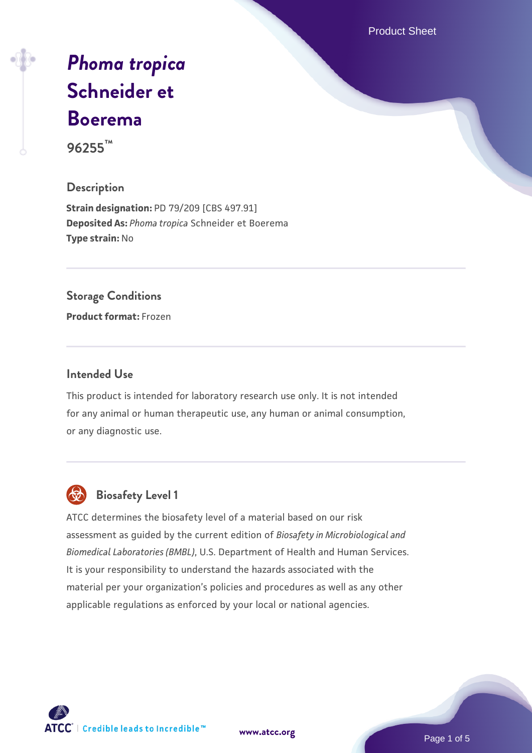# *Phoma tropica* Schneider et Boerema

96255™

## Description

**Strain designation:** PD 79/209 [CBS 497.91]
**Deposited As:** *Phoma tropica* Schneider et Boerema
**Type strain:** No

## Storage Conditions

**Product format:** Frozen

## Intended Use

This product is intended for laboratory research use only. It is not intended for any animal or human therapeutic use, any human or animal consumption, or any diagnostic use.

## Biosafety Level 1

ATCC determines the biosafety level of a material based on our risk assessment as guided by the current edition of *Biosafety in Microbiological and Biomedical Laboratories (BMBL)*, U.S. Department of Health and Human Services. It is your responsibility to understand the hazards associated with the material per your organization's policies and procedures as well as any other applicable regulations as enforced by your local or national agencies.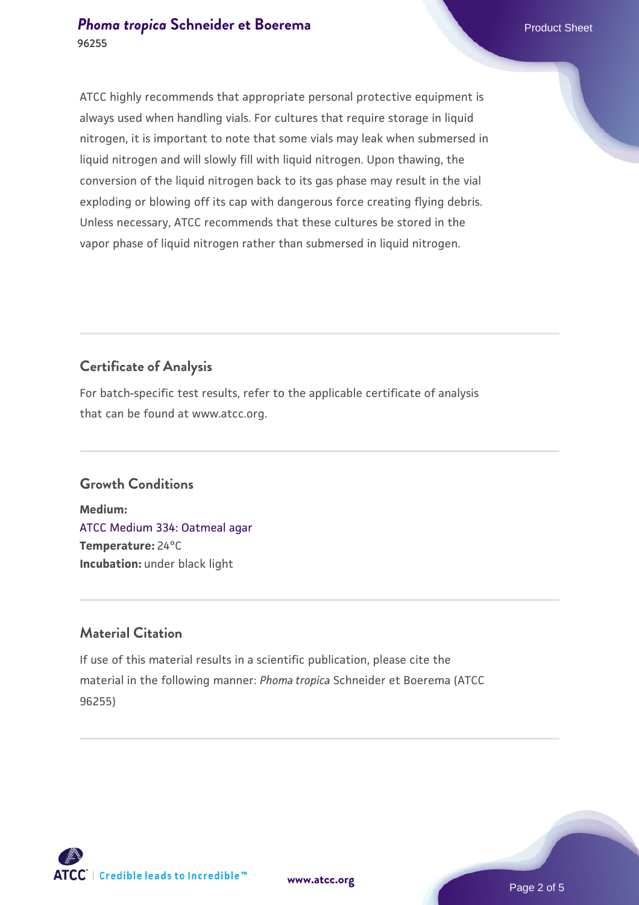ATCC highly recommends that appropriate personal protective equipment is always used when handling vials. For cultures that require storage in liquid nitrogen, it is important to note that some vials may leak when submersed in liquid nitrogen and will slowly fill with liquid nitrogen. Upon thawing, the conversion of the liquid nitrogen back to its gas phase may result in the vial exploding or blowing off its cap with dangerous force creating flying debris. Unless necessary, ATCC recommends that these cultures be stored in the vapor phase of liquid nitrogen rather than submersed in liquid nitrogen.

## Certificate of Analysis

For batch-specific test results, refer to the applicable certificate of analysis that can be found at www.atcc.org.

## Growth Conditions

**Medium:**
ATCC Medium 334: Oatmeal agar
**Temperature:** 24°C
**Incubation:** under black light

## Material Citation

If use of this material results in a scientific publication, please cite the material in the following manner: *Phoma tropica* Schneider et Boerema (ATCC 96255)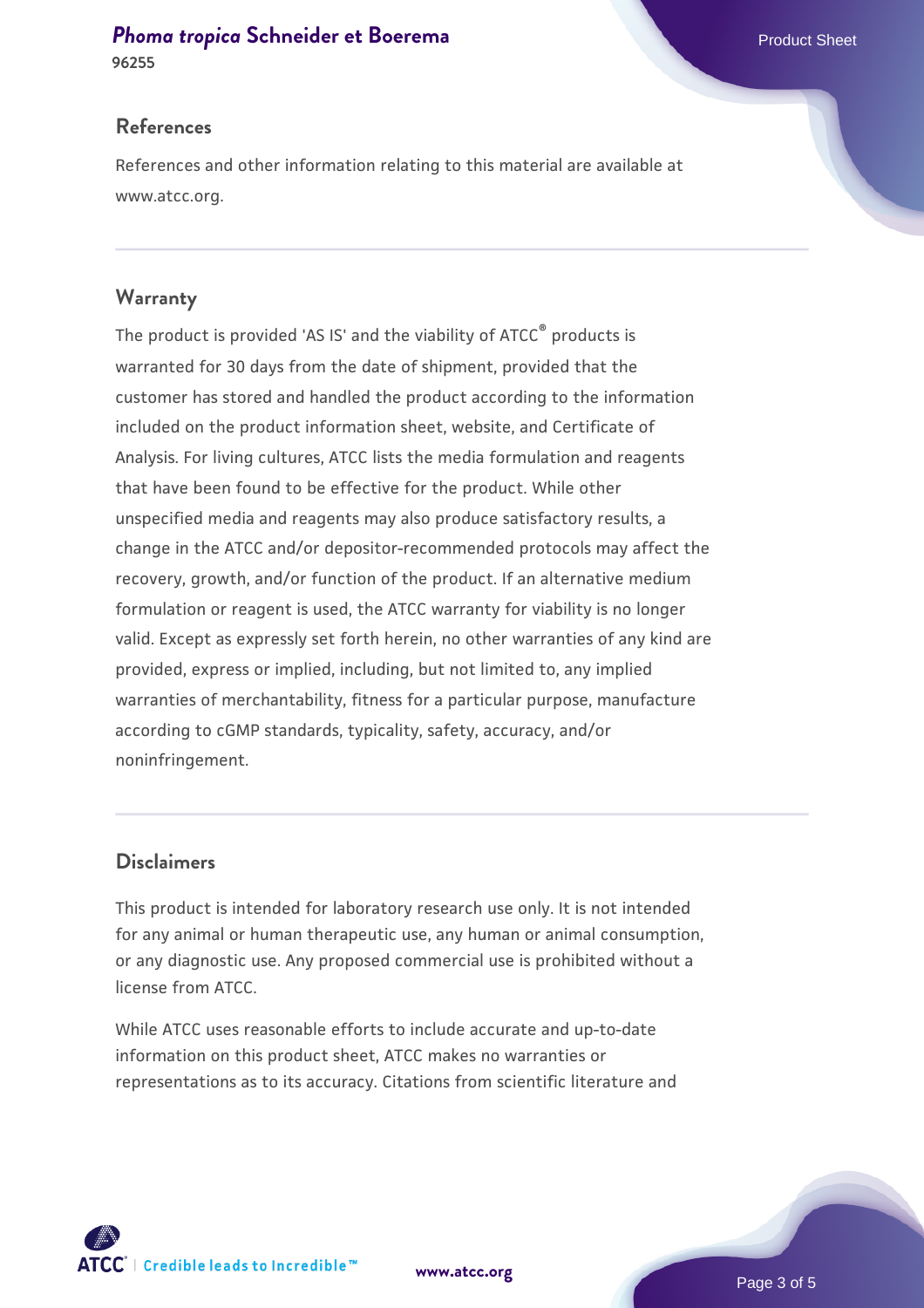## References

References and other information relating to this material are available at www.atcc.org.

## Warranty

The product is provided 'AS IS' and the viability of ATCC® products is warranted for 30 days from the date of shipment, provided that the customer has stored and handled the product according to the information included on the product information sheet, website, and Certificate of Analysis. For living cultures, ATCC lists the media formulation and reagents that have been found to be effective for the product. While other unspecified media and reagents may also produce satisfactory results, a change in the ATCC and/or depositor-recommended protocols may affect the recovery, growth, and/or function of the product. If an alternative medium formulation or reagent is used, the ATCC warranty for viability is no longer valid. Except as expressly set forth herein, no other warranties of any kind are provided, express or implied, including, but not limited to, any implied warranties of merchantability, fitness for a particular purpose, manufacture according to cGMP standards, typicality, safety, accuracy, and/or noninfringement.

## Disclaimers

This product is intended for laboratory research use only. It is not intended for any animal or human therapeutic use, any human or animal consumption, or any diagnostic use. Any proposed commercial use is prohibited without a license from ATCC.

While ATCC uses reasonable efforts to include accurate and up-to-date information on this product sheet, ATCC makes no warranties or representations as to its accuracy. Citations from scientific literature and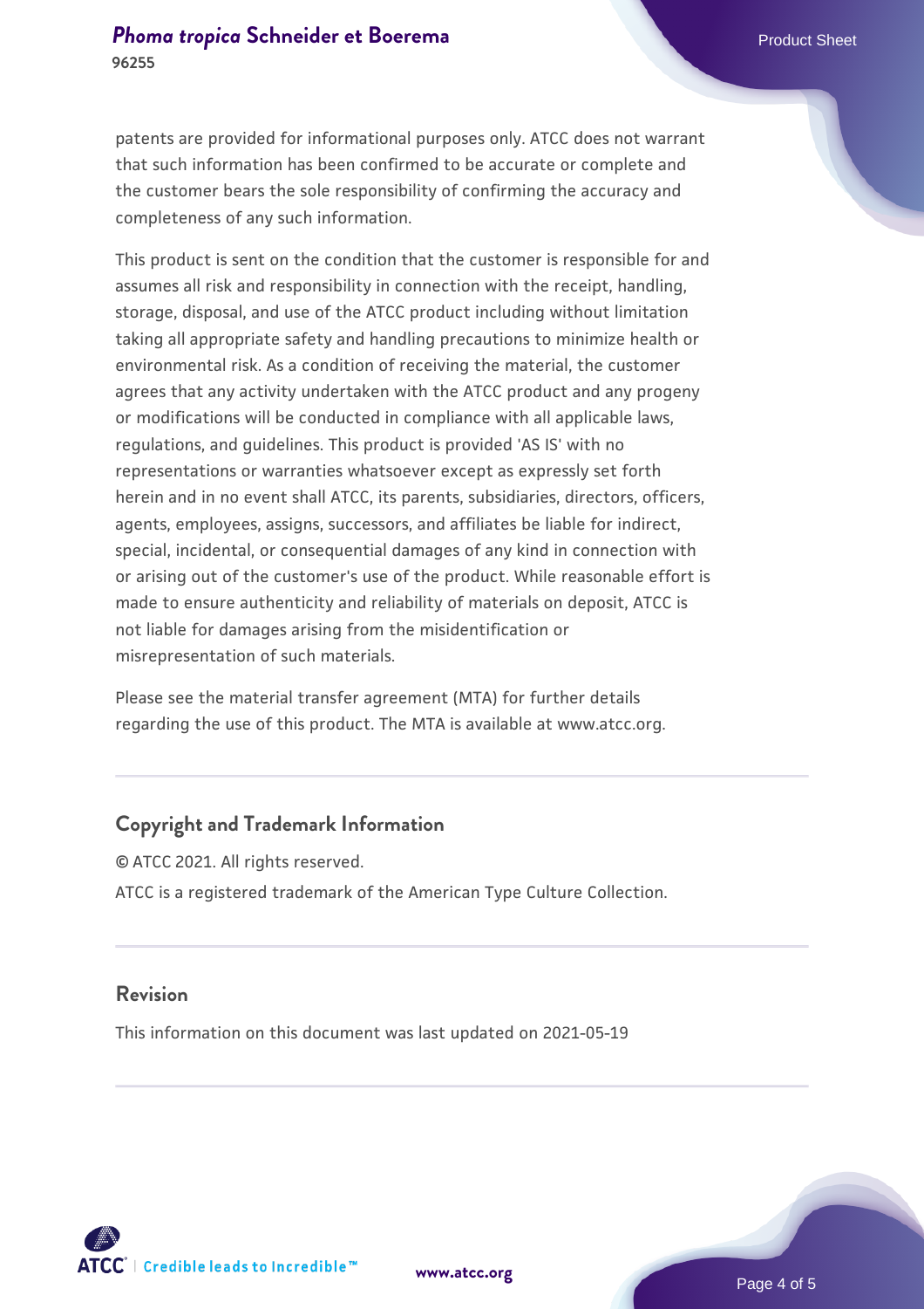patents are provided for informational purposes only. ATCC does not warrant that such information has been confirmed to be accurate or complete and the customer bears the sole responsibility of confirming the accuracy and completeness of any such information.

This product is sent on the condition that the customer is responsible for and assumes all risk and responsibility in connection with the receipt, handling, storage, disposal, and use of the ATCC product including without limitation taking all appropriate safety and handling precautions to minimize health or environmental risk. As a condition of receiving the material, the customer agrees that any activity undertaken with the ATCC product and any progeny or modifications will be conducted in compliance with all applicable laws, regulations, and guidelines. This product is provided 'AS IS' with no representations or warranties whatsoever except as expressly set forth herein and in no event shall ATCC, its parents, subsidiaries, directors, officers, agents, employees, assigns, successors, and affiliates be liable for indirect, special, incidental, or consequential damages of any kind in connection with or arising out of the customer's use of the product. While reasonable effort is made to ensure authenticity and reliability of materials on deposit, ATCC is not liable for damages arising from the misidentification or misrepresentation of such materials.

Please see the material transfer agreement (MTA) for further details regarding the use of this product. The MTA is available at www.atcc.org.

## Copyright and Trademark Information

© ATCC 2021. All rights reserved.

ATCC is a registered trademark of the American Type Culture Collection.

## Revision

This information on this document was last updated on 2021-05-19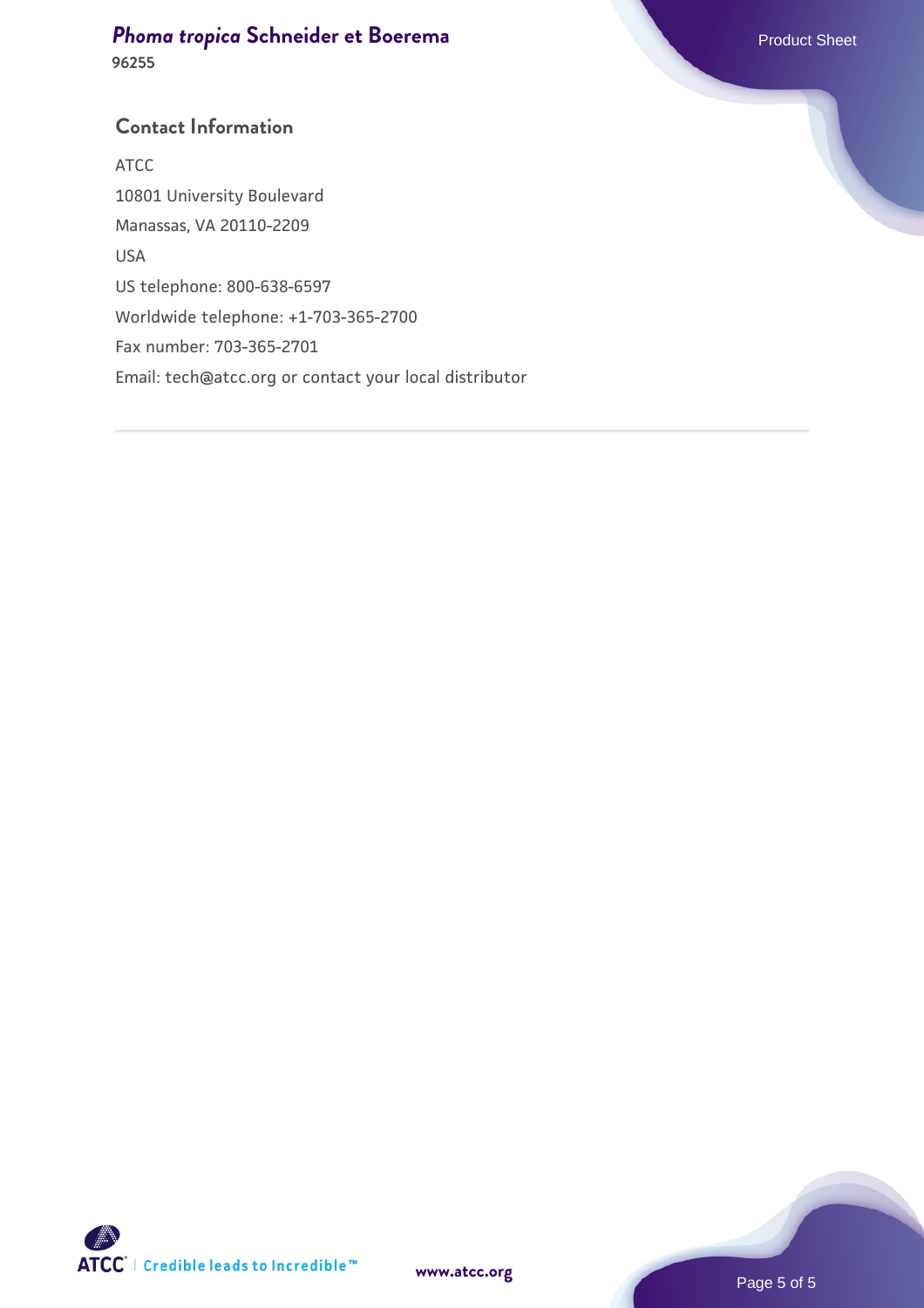## Contact Information

ATCC

10801 University Boulevard

Manassas, VA 20110-2209

USA

US telephone: 800-638-6597

Worldwide telephone: +1-703-365-2700

Fax number: 703-365-2701

Email: tech@atcc.org or contact your local distributor